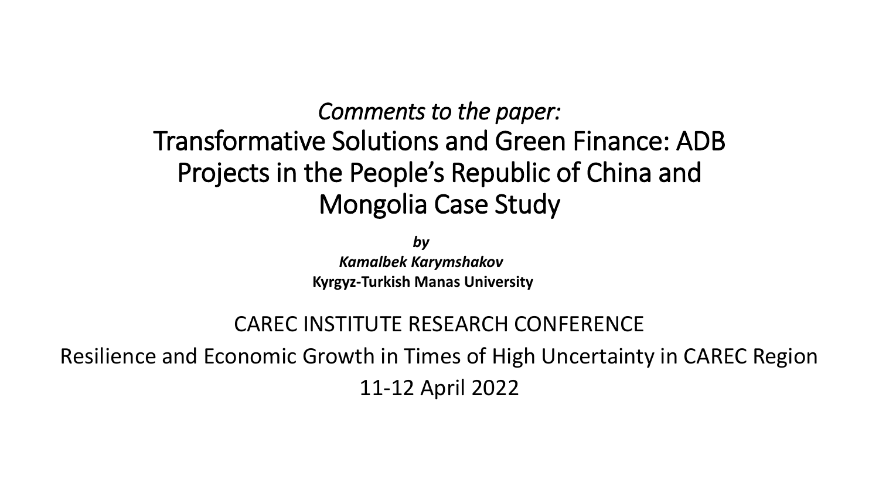*Comments to the paper:*

# Transformative Solutions and Green Finance: ADB Projects in the People's Republic of China and Mongolia Case Study

***by***

***Kamalbek Karymshakov***

**Kyrgyz-Turkish Manas University**

CAREC INSTITUTE RESEARCH CONFERENCE

Resilience and Economic Growth in Times of High Uncertainty in CAREC Region

11-12 April 2022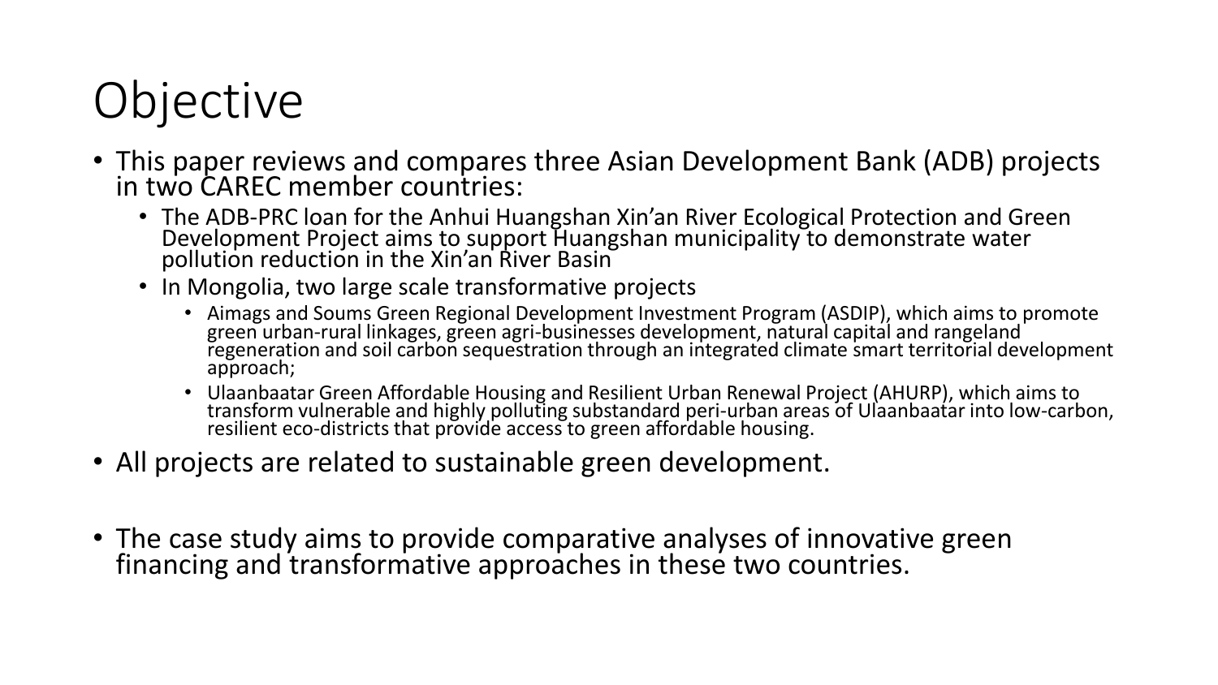# Objective

- This paper reviews and compares three Asian Development Bank (ADB) projects in two CAREC member countries:
  - The ADB-PRC loan for the Anhui Huangshan Xin'an River Ecological Protection and Green Development Project aims to support Huangshan municipality to demonstrate water pollution reduction in the Xin'an River Basin
  - In Mongolia, two large scale transformative projects
    - Aimags and Soums Green Regional Development Investment Program (ASDIP), which aims to promote green urban-rural linkages, green agri-businesses development, natural capital and rangeland regeneration and soil carbon sequestration through an integrated climate smart territorial development approach;
    - Ulaanbaatar Green Affordable Housing and Resilient Urban Renewal Project (AHURP), which aims to transform vulnerable and highly polluting substandard peri-urban areas of Ulaanbaatar into low-carbon, resilient eco-districts that provide access to green affordable housing.
- All projects are related to sustainable green development.
- The case study aims to provide comparative analyses of innovative green financing and transformative approaches in these two countries.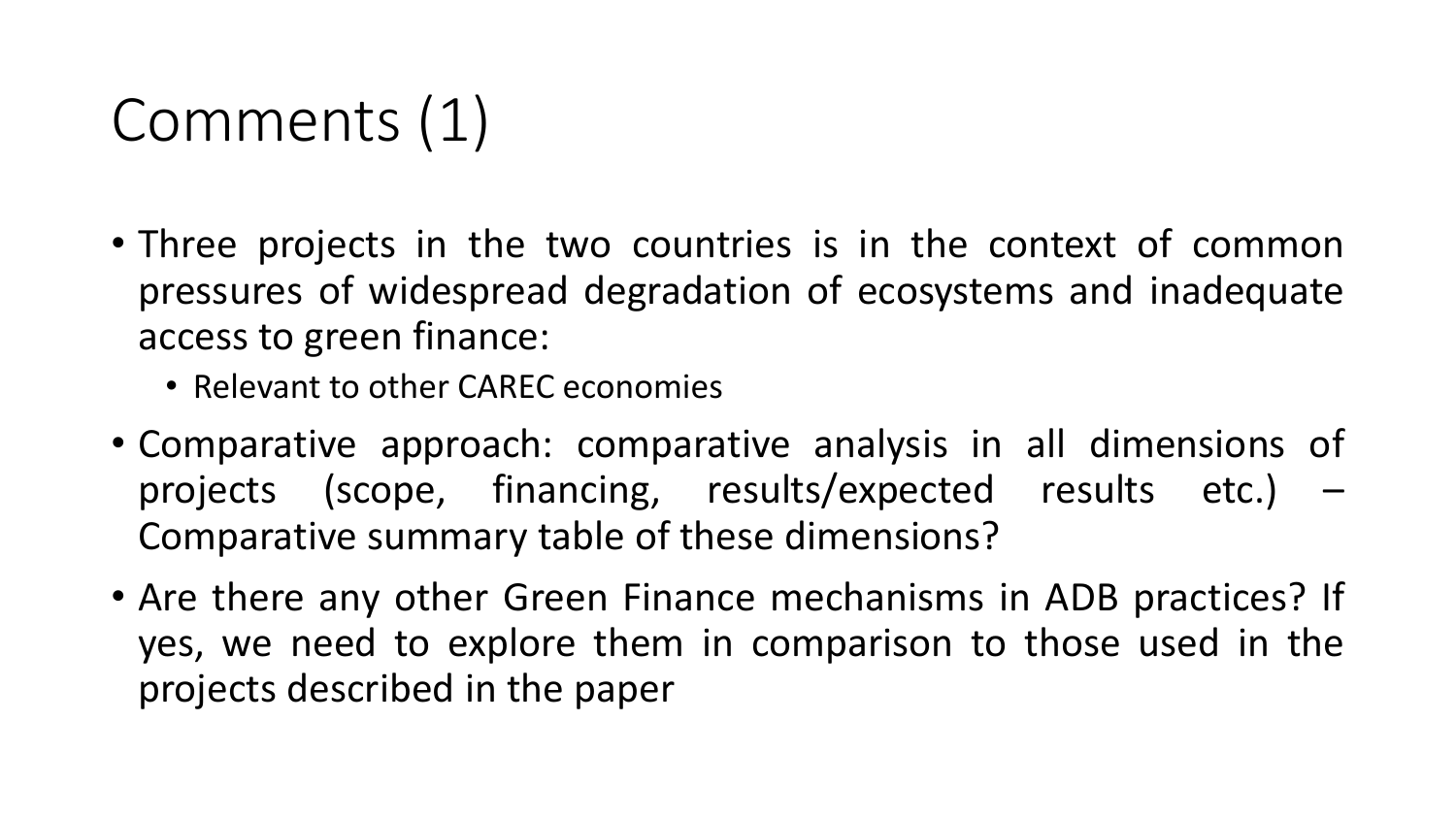# Comments (1)

- Three projects in the two countries is in the context of common pressures of widespread degradation of ecosystems and inadequate access to green finance:
  - Relevant to other CAREC economies
- Comparative approach: comparative analysis in all dimensions of projects (scope, financing, results/expected results etc.) – Comparative summary table of these dimensions?
- Are there any other Green Finance mechanisms in ADB practices? If yes, we need to explore them in comparison to those used in the projects described in the paper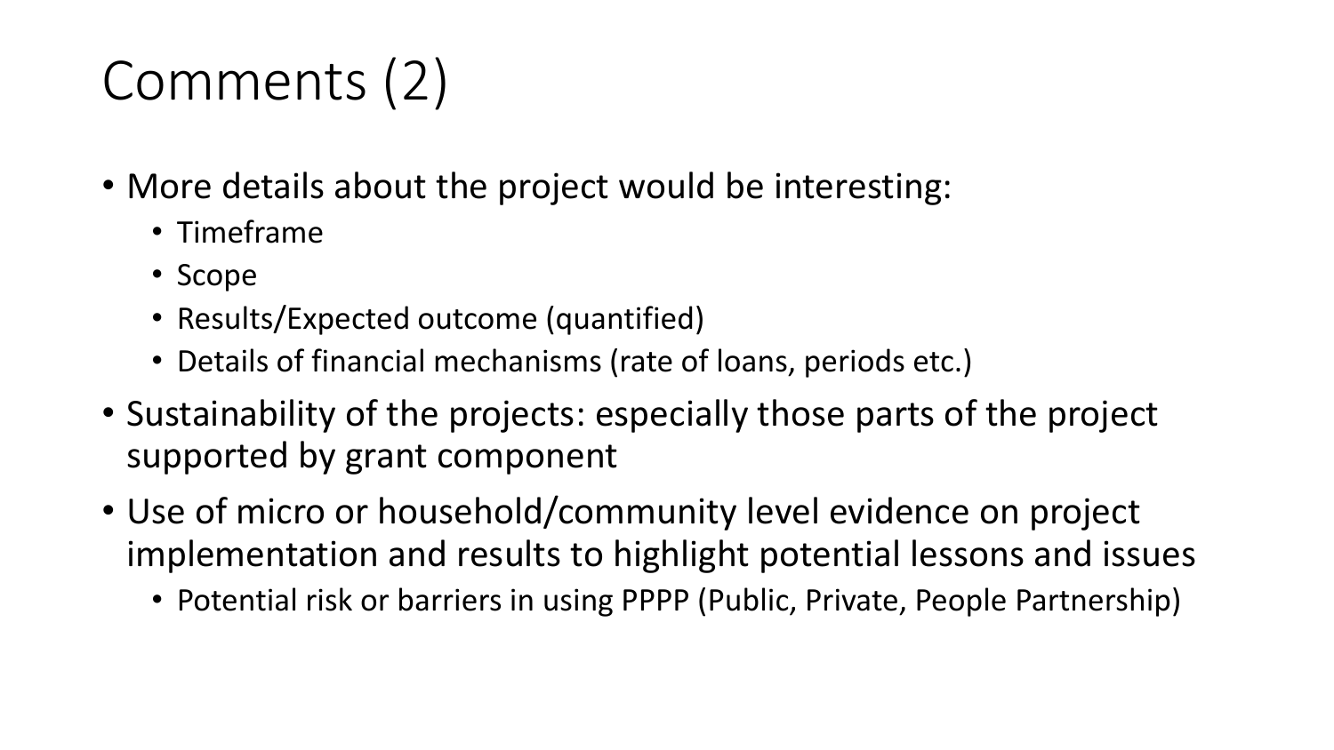# Comments (2)

- More details about the project would be interesting:
  - Timeframe
  - Scope
  - Results/Expected outcome (quantified)
  - Details of financial mechanisms (rate of loans, periods etc.)
- Sustainability of the projects: especially those parts of the project supported by grant component
- Use of micro or household/community level evidence on project implementation and results to highlight potential lessons and issues
  - Potential risk or barriers in using PPPP (Public, Private, People Partnership)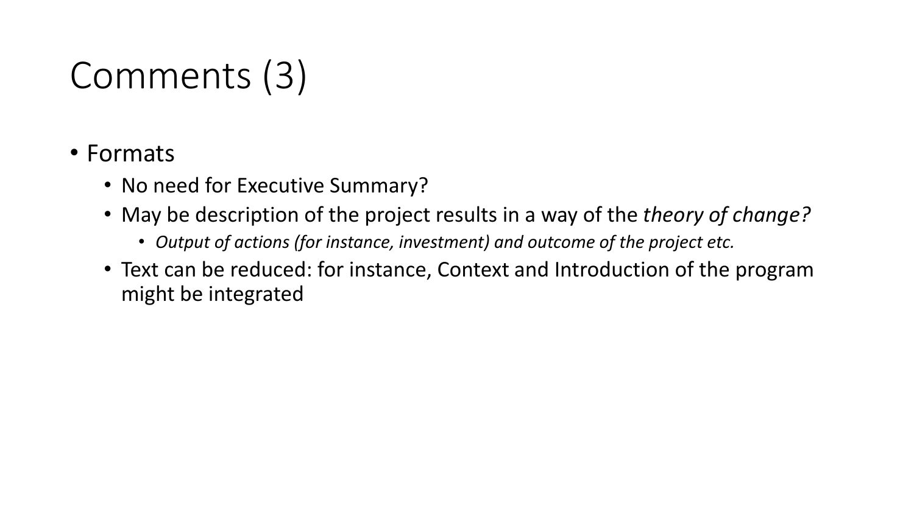# Comments (3)

- Formats
  - No need for Executive Summary?
  - May be description of the project results in a way of the *theory of change?*
    - *Output of actions (for instance, investment) and outcome of the project etc.*
  - Text can be reduced: for instance, Context and Introduction of the program might be integrated